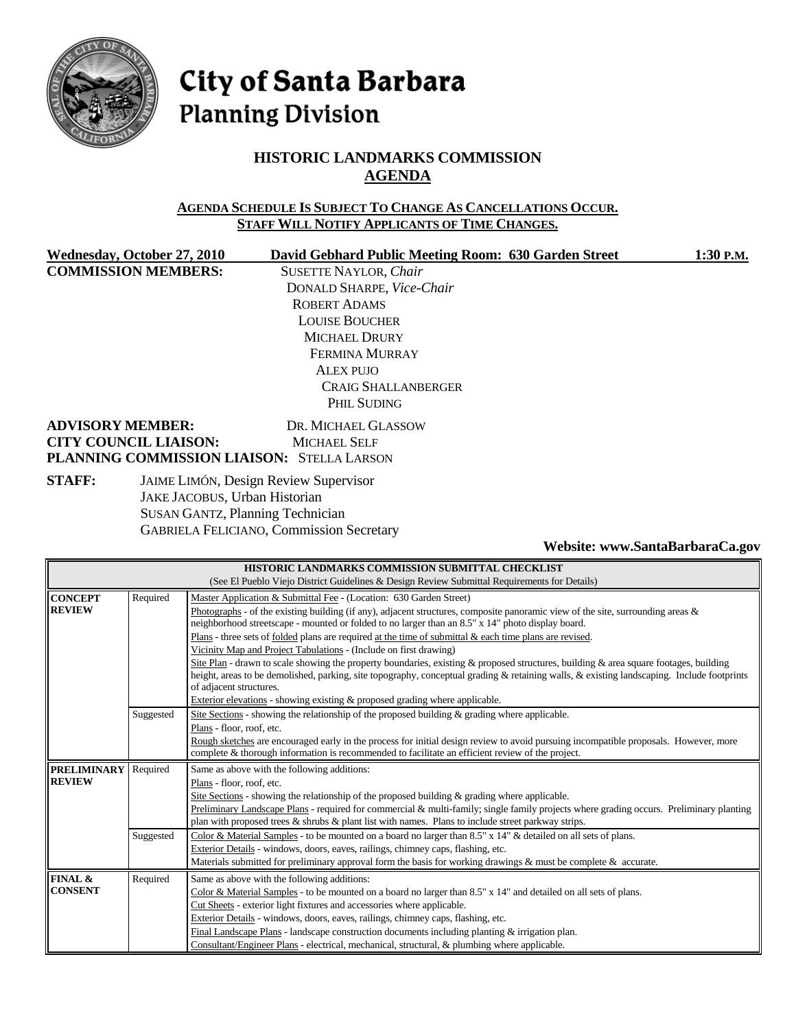# City of Santa Barbara
## Planning Division

## HISTORIC LANDMARKS COMMISSION
## AGENDA

**AGENDA SCHEDULE IS SUBJECT TO CHANGE AS CANCELLATIONS OCCUR.**
**STAFF WILL NOTIFY APPLICANTS OF TIME CHANGES.**

**Wednesday, October 27, 2010** **David Gebhard Public Meeting Room: 630 Garden Street** **1:30 P.M.**

**COMMISSION MEMBERS:**
SUSETTE NAYLOR, *Chair*
DONALD SHARPE, *Vice-Chair*
ROBERT ADAMS
LOUISE BOUCHER
MICHAEL DRURY
FERMINA MURRAY
ALEX PUJO
CRAIG SHALLANBERGER
PHIL SUDING

**ADVISORY MEMBER:** DR. MICHAEL GLASSOW
**CITY COUNCIL LIAISON:** MICHAEL SELF
**PLANNING COMMISSION LIAISON:** STELLA LARSON

**STAFF:**
JAIME LIMÓN, Design Review Supervisor
JAKE JACOBUS, Urban Historian
SUSAN GANTZ, Planning Technician
GABRIELA FELICIANO, Commission Secretary

**Website: www.SantaBarbaraCa.gov**

| HISTORIC LANDMARKS COMMISSION SUBMITTAL CHECKLIST (See El Pueblo Viejo District Guidelines & Design Review Submittal Requirements for Details) | | |
|---|---|---|
| **CONCEPT REVIEW** | Required | Master Application & Submittal Fee - (Location: 630 Garden Street)<br>Photographs - of the existing building (if any), adjacent structures, composite panoramic view of the site, surrounding areas & neighborhood streetscape - mounted or folded to no larger than an 8.5" x 14" photo display board.<br>Plans - three sets of folded plans are required at the time of submittal & each time plans are revised.<br>Vicinity Map and Project Tabulations - (Include on first drawing)<br>Site Plan - drawn to scale showing the property boundaries, existing & proposed structures, building & area square footages, building height, areas to be demolished, parking, site topography, conceptual grading & retaining walls, & existing landscaping. Include footprints of adjacent structures.<br>Exterior elevations - showing existing & proposed grading where applicable. |
| | Suggested | Site Sections - showing the relationship of the proposed building & grading where applicable.<br>Plans - floor, roof, etc.<br>Rough sketches are encouraged early in the process for initial design review to avoid pursuing incompatible proposals. However, more complete & thorough information is recommended to facilitate an efficient review of the project. |
| **PRELIMINARY REVIEW** | Required | Same as above with the following additions:<br>Plans - floor, roof, etc.<br>Site Sections - showing the relationship of the proposed building & grading where applicable.<br>Preliminary Landscape Plans - required for commercial & multi-family; single family projects where grading occurs. Preliminary planting plan with proposed trees & shrubs & plant list with names. Plans to include street parkway strips. |
| | Suggested | Color & Material Samples - to be mounted on a board no larger than 8.5" x 14" & detailed on all sets of plans.<br>Exterior Details - windows, doors, eaves, railings, chimney caps, flashing, etc.<br>Materials submitted for preliminary approval form the basis for working drawings & must be complete & accurate. |
| **FINAL & CONSENT** | Required | Same as above with the following additions:<br>Color & Material Samples - to be mounted on a board no larger than 8.5" x 14" and detailed on all sets of plans.<br>Cut Sheets - exterior light fixtures and accessories where applicable.<br>Exterior Details - windows, doors, eaves, railings, chimney caps, flashing, etc.<br>Final Landscape Plans - landscape construction documents including planting & irrigation plan.<br>Consultant/Engineer Plans - electrical, mechanical, structural, & plumbing where applicable. |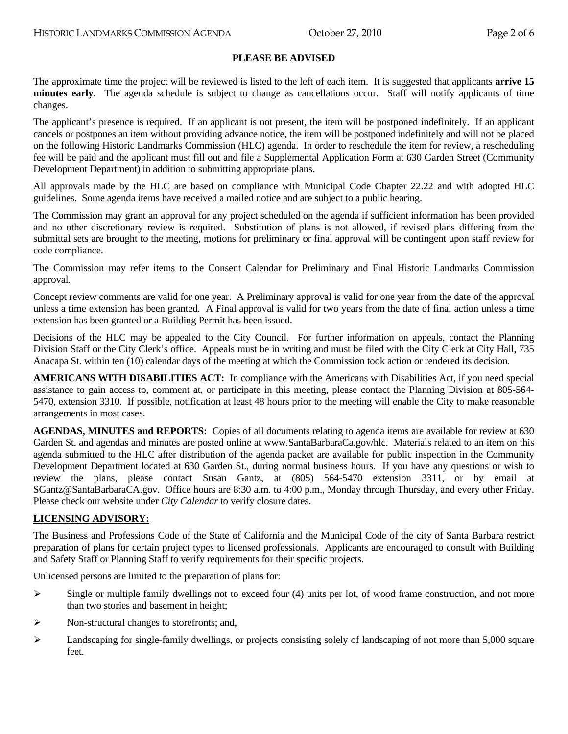## PLEASE BE ADVISED

The approximate time the project will be reviewed is listed to the left of each item. It is suggested that applicants **arrive 15 minutes early**. The agenda schedule is subject to change as cancellations occur. Staff will notify applicants of time changes.

The applicant's presence is required. If an applicant is not present, the item will be postponed indefinitely. If an applicant cancels or postpones an item without providing advance notice, the item will be postponed indefinitely and will not be placed on the following Historic Landmarks Commission (HLC) agenda. In order to reschedule the item for review, a rescheduling fee will be paid and the applicant must fill out and file a Supplemental Application Form at 630 Garden Street (Community Development Department) in addition to submitting appropriate plans.

All approvals made by the HLC are based on compliance with Municipal Code Chapter 22.22 and with adopted HLC guidelines. Some agenda items have received a mailed notice and are subject to a public hearing.

The Commission may grant an approval for any project scheduled on the agenda if sufficient information has been provided and no other discretionary review is required. Substitution of plans is not allowed, if revised plans differing from the submittal sets are brought to the meeting, motions for preliminary or final approval will be contingent upon staff review for code compliance.

The Commission may refer items to the Consent Calendar for Preliminary and Final Historic Landmarks Commission approval.

Concept review comments are valid for one year. A Preliminary approval is valid for one year from the date of the approval unless a time extension has been granted. A Final approval is valid for two years from the date of final action unless a time extension has been granted or a Building Permit has been issued.

Decisions of the HLC may be appealed to the City Council. For further information on appeals, contact the Planning Division Staff or the City Clerk's office. Appeals must be in writing and must be filed with the City Clerk at City Hall, 735 Anacapa St. within ten (10) calendar days of the meeting at which the Commission took action or rendered its decision.

**AMERICANS WITH DISABILITIES ACT:** In compliance with the Americans with Disabilities Act, if you need special assistance to gain access to, comment at, or participate in this meeting, please contact the Planning Division at 805-564-5470, extension 3310. If possible, notification at least 48 hours prior to the meeting will enable the City to make reasonable arrangements in most cases.

**AGENDAS, MINUTES and REPORTS:** Copies of all documents relating to agenda items are available for review at 630 Garden St. and agendas and minutes are posted online at www.SantaBarbaraCa.gov/hlc. Materials related to an item on this agenda submitted to the HLC after distribution of the agenda packet are available for public inspection in the Community Development Department located at 630 Garden St., during normal business hours. If you have any questions or wish to review the plans, please contact Susan Gantz, at (805) 564-5470 extension 3311, or by email at SGantz@SantaBarbaraCA.gov. Office hours are 8:30 a.m. to 4:00 p.m., Monday through Thursday, and every other Friday. Please check our website under *City Calendar* to verify closure dates.

**LICENSING ADVISORY:**

The Business and Professions Code of the State of California and the Municipal Code of the city of Santa Barbara restrict preparation of plans for certain project types to licensed professionals. Applicants are encouraged to consult with Building and Safety Staff or Planning Staff to verify requirements for their specific projects.

Unlicensed persons are limited to the preparation of plans for:

- Single or multiple family dwellings not to exceed four (4) units per lot, of wood frame construction, and not more than two stories and basement in height;
- Non-structural changes to storefronts; and,
- Landscaping for single-family dwellings, or projects consisting solely of landscaping of not more than 5,000 square feet.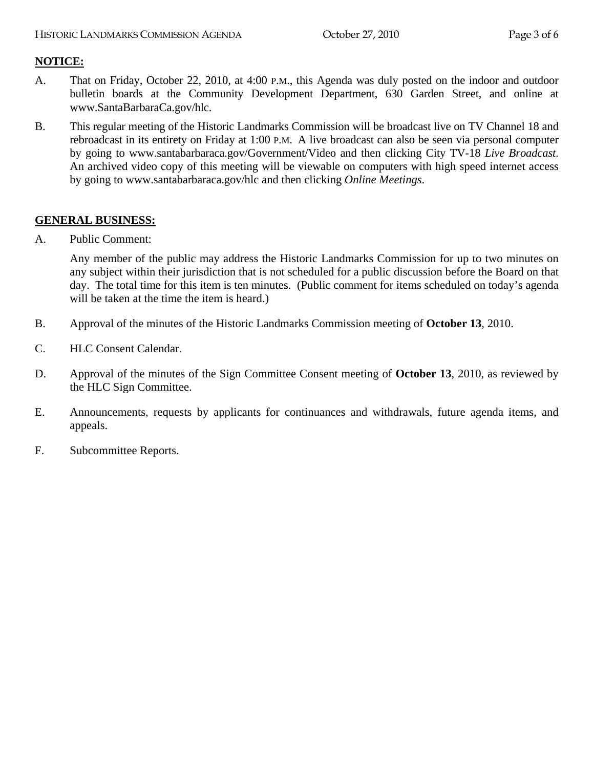**NOTICE:**

A. That on Friday, October 22, 2010, at 4:00 P.M., this Agenda was duly posted on the indoor and outdoor bulletin boards at the Community Development Department, 630 Garden Street, and online at www.SantaBarbaraCa.gov/hlc.

B. This regular meeting of the Historic Landmarks Commission will be broadcast live on TV Channel 18 and rebroadcast in its entirety on Friday at 1:00 P.M. A live broadcast can also be seen via personal computer by going to www.santabarbaraca.gov/Government/Video and then clicking City TV-18 *Live Broadcast*. An archived video copy of this meeting will be viewable on computers with high speed internet access by going to www.santabarbaraca.gov/hlc and then clicking *Online Meetings*.

**GENERAL BUSINESS:**

A. Public Comment:

Any member of the public may address the Historic Landmarks Commission for up to two minutes on any subject within their jurisdiction that is not scheduled for a public discussion before the Board on that day. The total time for this item is ten minutes. (Public comment for items scheduled on today's agenda will be taken at the time the item is heard.)

B. Approval of the minutes of the Historic Landmarks Commission meeting of **October 13**, 2010.

C. HLC Consent Calendar.

D. Approval of the minutes of the Sign Committee Consent meeting of **October 13**, 2010, as reviewed by the HLC Sign Committee.

E. Announcements, requests by applicants for continuances and withdrawals, future agenda items, and appeals.

F. Subcommittee Reports.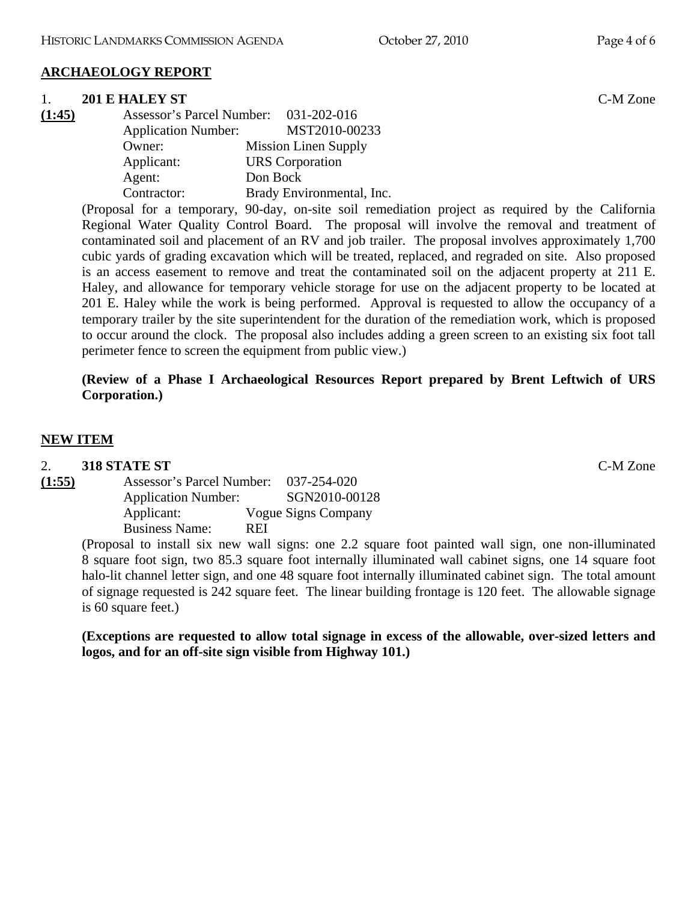## ARCHAEOLOGY REPORT

1. **201 E HALEY ST** C-M Zone

**(1:45)**

Assessor's Parcel Number: 031-202-016
Application Number: MST2010-00233
Owner: Mission Linen Supply
Applicant: URS Corporation
Agent: Don Bock
Contractor: Brady Environmental, Inc.

(Proposal for a temporary, 90-day, on-site soil remediation project as required by the California Regional Water Quality Control Board. The proposal will involve the removal and treatment of contaminated soil and placement of an RV and job trailer. The proposal involves approximately 1,700 cubic yards of grading excavation which will be treated, replaced, and regraded on site. Also proposed is an access easement to remove and treat the contaminated soil on the adjacent property at 211 E. Haley, and allowance for temporary vehicle storage for use on the adjacent property to be located at 201 E. Haley while the work is being performed. Approval is requested to allow the occupancy of a temporary trailer by the site superintendent for the duration of the remediation work, which is proposed to occur around the clock. The proposal also includes adding a green screen to an existing six foot tall perimeter fence to screen the equipment from public view.)

**(Review of a Phase I Archaeological Resources Report prepared by Brent Leftwich of URS Corporation.)**

## NEW ITEM

2. **318 STATE ST** C-M Zone

**(1:55)**

Assessor's Parcel Number: 037-254-020
Application Number: SGN2010-00128
Applicant: Vogue Signs Company
Business Name: REI

(Proposal to install six new wall signs: one 2.2 square foot painted wall sign, one non-illuminated 8 square foot sign, two 85.3 square foot internally illuminated wall cabinet signs, one 14 square foot halo-lit channel letter sign, and one 48 square foot internally illuminated cabinet sign. The total amount of signage requested is 242 square feet. The linear building frontage is 120 feet. The allowable signage is 60 square feet.)

**(Exceptions are requested to allow total signage in excess of the allowable, over-sized letters and logos, and for an off-site sign visible from Highway 101.)**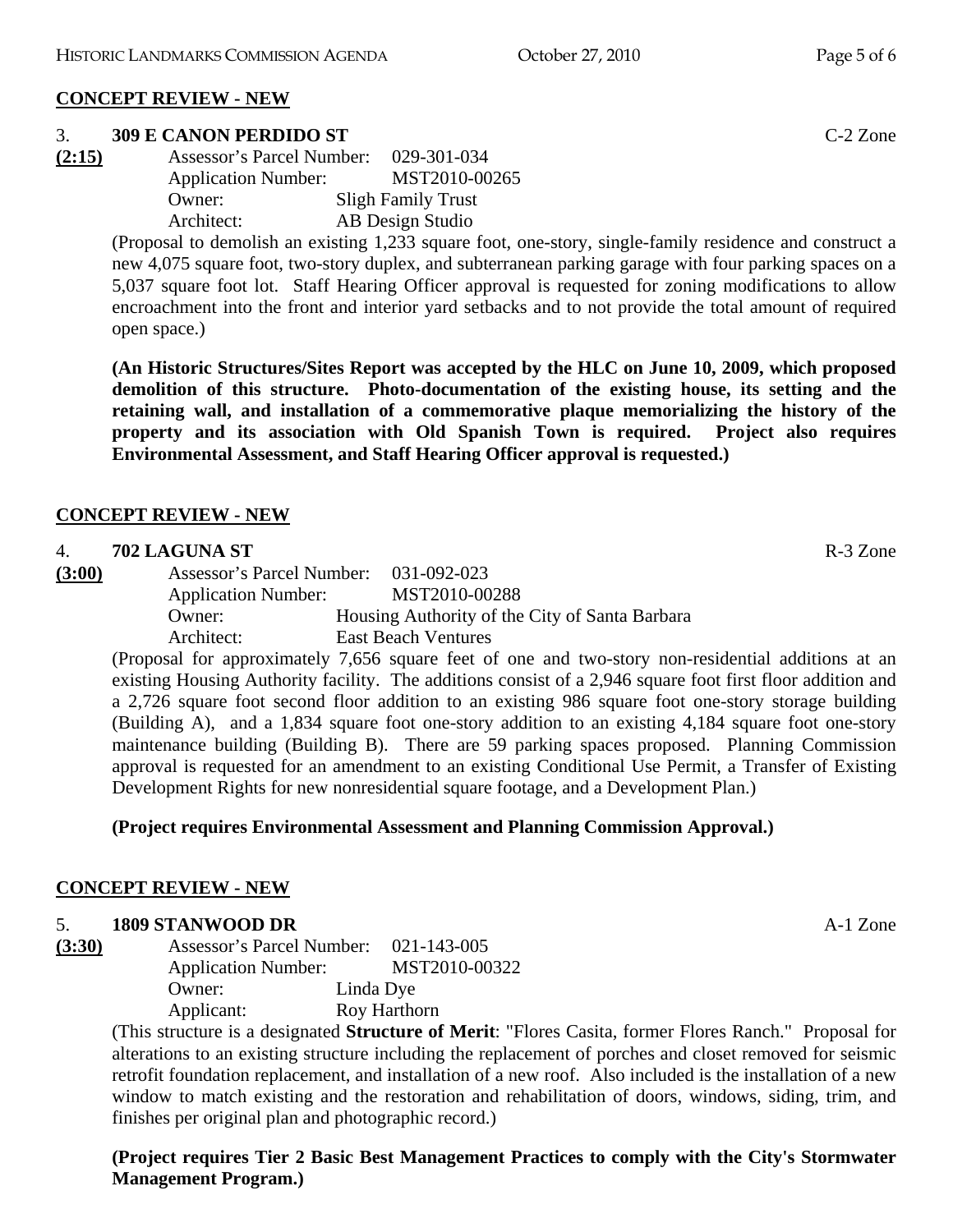## CONCEPT REVIEW - NEW

3. **309 E CANON PERDIDO ST** C-2 Zone

**(2:15)**
Assessor's Parcel Number: 029-301-034
Application Number: MST2010-00265
Owner: Sligh Family Trust
Architect: AB Design Studio

(Proposal to demolish an existing 1,233 square foot, one-story, single-family residence and construct a new 4,075 square foot, two-story duplex, and subterranean parking garage with four parking spaces on a 5,037 square foot lot. Staff Hearing Officer approval is requested for zoning modifications to allow encroachment into the front and interior yard setbacks and to not provide the total amount of required open space.)

**(An Historic Structures/Sites Report was accepted by the HLC on June 10, 2009, which proposed demolition of this structure. Photo-documentation of the existing house, its setting and the retaining wall, and installation of a commemorative plaque memorializing the history of the property and its association with Old Spanish Town is required. Project also requires Environmental Assessment, and Staff Hearing Officer approval is requested.)**

## CONCEPT REVIEW - NEW

4. **702 LAGUNA ST** R-3 Zone

**(3:00)**
Assessor's Parcel Number: 031-092-023
Application Number: MST2010-00288
Owner: Housing Authority of the City of Santa Barbara
Architect: East Beach Ventures

(Proposal for approximately 7,656 square feet of one and two-story non-residential additions at an existing Housing Authority facility. The additions consist of a 2,946 square foot first floor addition and a 2,726 square foot second floor addition to an existing 986 square foot one-story storage building (Building A), and a 1,834 square foot one-story addition to an existing 4,184 square foot one-story maintenance building (Building B). There are 59 parking spaces proposed. Planning Commission approval is requested for an amendment to an existing Conditional Use Permit, a Transfer of Existing Development Rights for new nonresidential square footage, and a Development Plan.)

**(Project requires Environmental Assessment and Planning Commission Approval.)**

## CONCEPT REVIEW - NEW

5. **1809 STANWOOD DR** A-1 Zone

**(3:30)**
Assessor's Parcel Number: 021-143-005
Application Number: MST2010-00322
Owner: Linda Dye
Applicant: Roy Harthorn

(This structure is a designated **Structure of Merit**: "Flores Casita, former Flores Ranch." Proposal for alterations to an existing structure including the replacement of porches and closet removed for seismic retrofit foundation replacement, and installation of a new roof. Also included is the installation of a new window to match existing and the restoration and rehabilitation of doors, windows, siding, trim, and finishes per original plan and photographic record.)

**(Project requires Tier 2 Basic Best Management Practices to comply with the City's Stormwater Management Program.)**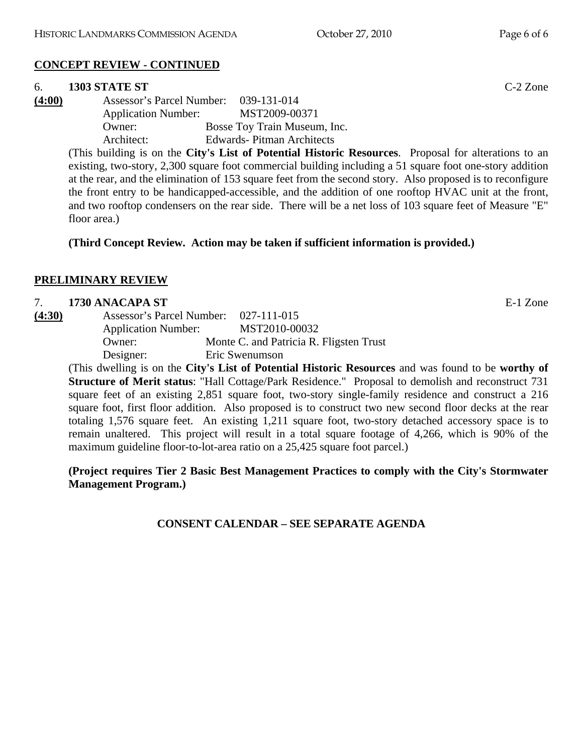## CONCEPT REVIEW - CONTINUED

6. **1303 STATE ST** C-2 Zone

**(4:00)**

Assessor's Parcel Number: 039-131-014
Application Number: MST2009-00371
Owner: Bosse Toy Train Museum, Inc.
Architect: Edwards- Pitman Architects

(This building is on the **City's List of Potential Historic Resources**. Proposal for alterations to an existing, two-story, 2,300 square foot commercial building including a 51 square foot one-story addition at the rear, and the elimination of 153 square feet from the second story. Also proposed is to reconfigure the front entry to be handicapped-accessible, and the addition of one rooftop HVAC unit at the front, and two rooftop condensers on the rear side. There will be a net loss of 103 square feet of Measure "E" floor area.)

**(Third Concept Review. Action may be taken if sufficient information is provided.)**

## PRELIMINARY REVIEW

7. **1730 ANACAPA ST** E-1 Zone

**(4:30)**

Assessor's Parcel Number: 027-111-015
Application Number: MST2010-00032
Owner: Monte C. and Patricia R. Fligsten Trust
Designer: Eric Swenumson

(This dwelling is on the **City's List of Potential Historic Resources** and was found to be **worthy of Structure of Merit status**: "Hall Cottage/Park Residence." Proposal to demolish and reconstruct 731 square feet of an existing 2,851 square foot, two-story single-family residence and construct a 216 square foot, first floor addition. Also proposed is to construct two new second floor decks at the rear totaling 1,576 square feet. An existing 1,211 square foot, two-story detached accessory space is to remain unaltered. This project will result in a total square footage of 4,266, which is 90% of the maximum guideline floor-to-lot-area ratio on a 25,425 square foot parcel.)

**(Project requires Tier 2 Basic Best Management Practices to comply with the City's Stormwater Management Program.)**

**CONSENT CALENDAR – SEE SEPARATE AGENDA**